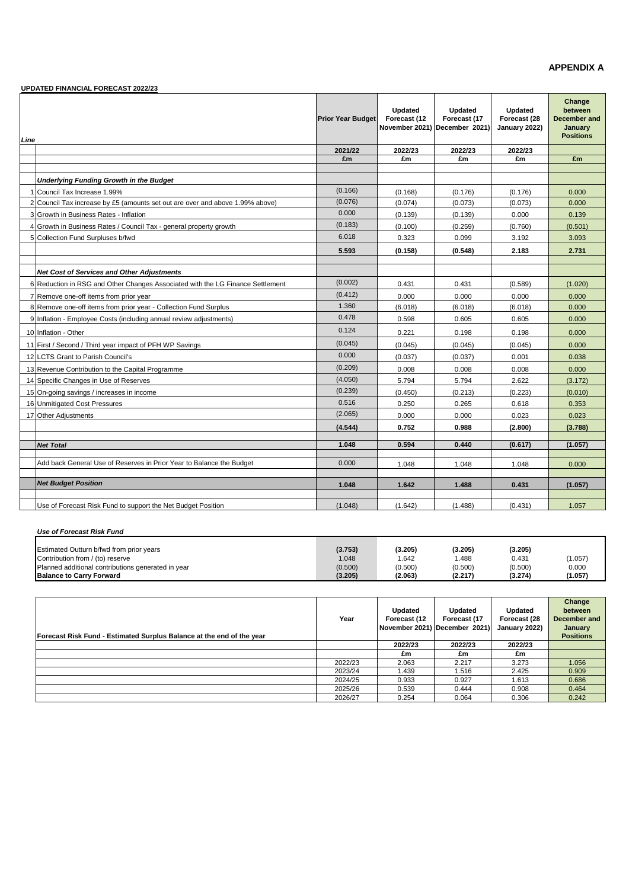**APPENDIX A**

**UPDATED FINANCIAL FORECAST 2022/23**

| Line | | Prior Year Budget | Updated Forecast (12 November 2021) | Updated Forecast (17 December 2021) | Updated Forecast (28 January 2022) | Change between December and January Positions |
|---|---|---|---|---|---|---|
| | | 2021/22 | 2022/23 | 2022/23 | 2022/23 | |
| | | £m | £m | £m | £m | £m |
| | ***Underlying Funding Growth in the Budget*** | | | | | |
| 1 | Council Tax Increase 1.99% | (0.166) | (0.168) | (0.176) | (0.176) | 0.000 |
| 2 | Council Tax increase by £5 (amounts set out are over and above 1.99% above) | (0.076) | (0.074) | (0.073) | (0.073) | 0.000 |
| 3 | Growth in Business Rates - Inflation | 0.000 | (0.139) | (0.139) | 0.000 | 0.139 |
| 4 | Growth in Business Rates / Council Tax - general property growth | (0.183) | (0.100) | (0.259) | (0.760) | (0.501) |
| 5 | Collection Fund Surpluses b/fwd | 6.018 | 0.323 | 0.099 | 3.192 | 3.093 |
| | | **5.593** | **(0.158)** | **(0.548)** | **2.183** | **2.731** |
| | ***Net Cost of Services and Other Adjustments*** | | | | | |
| 6 | Reduction in RSG and Other Changes Associated with the LG Finance Settlement | (0.002) | 0.431 | 0.431 | (0.589) | (1.020) |
| 7 | Remove one-off items from prior year | (0.412) | 0.000 | 0.000 | 0.000 | 0.000 |
| 8 | Remove one-off items from prior year - Collection Fund Surplus | 1.360 | (6.018) | (6.018) | (6.018) | 0.000 |
| 9 | Inflation - Employee Costs (including annual review adjustments) | 0.478 | 0.598 | 0.605 | 0.605 | 0.000 |
| 10 | Inflation - Other | 0.124 | 0.221 | 0.198 | 0.198 | 0.000 |
| 11 | First / Second / Third year impact of PFH WP Savings | (0.045) | (0.045) | (0.045) | (0.045) | 0.000 |
| 12 | LCTS Grant to Parish Council's | 0.000 | (0.037) | (0.037) | 0.001 | 0.038 |
| 13 | Revenue Contribution to the Capital Programme | (0.209) | 0.008 | 0.008 | 0.008 | 0.000 |
| 14 | Specific Changes in Use of Reserves | (4.050) | 5.794 | 5.794 | 2.622 | (3.172) |
| 15 | On-going savings / increases in income | (0.239) | (0.450) | (0.213) | (0.223) | (0.010) |
| 16 | Unmitigated Cost Pressures | 0.516 | 0.250 | 0.265 | 0.618 | 0.353 |
| 17 | Other Adjustments | (2.065) | 0.000 | 0.000 | 0.023 | 0.023 |
| | | **(4.544)** | **0.752** | **0.988** | **(2.800)** | **(3.788)** |
| | ***Net Total*** | **1.048** | **0.594** | **0.440** | **(0.617)** | **(1.057)** |
| | Add back General Use of Reserves in Prior Year to Balance the Budget | 0.000 | 1.048 | 1.048 | 1.048 | 0.000 |
| | ***Net Budget Position*** | **1.048** | **1.642** | **1.488** | **0.431** | **(1.057)** |
| | Use of Forecast Risk Fund to support the Net Budget Position | (1.048) | (1.642) | (1.488) | (0.431) | 1.057 |

***Use of Forecast Risk Fund***

| | | | | | |
|---|---|---|---|---|---|
| Estimated Outturn b/fwd from prior years | **(3.753)** | **(3.205)** | **(3.205)** | **(3.205)** | |
| Contribution from / (to) reserve | 1.048 | 1.642 | 1.488 | 0.431 | (1.057) |
| Planned additional contributions generated in year | (0.500) | (0.500) | (0.500) | (0.500) | 0.000 |
| **Balance to Carry Forward** | **(3.205)** | **(2.063)** | **(2.217)** | **(3.274)** | **(1.057)** |

| **Forecast Risk Fund - Estimated Surplus Balance at the end of the year** | Year | Updated Forecast (12 November 2021) | Updated Forecast (17 December 2021) | Updated Forecast (28 January 2022) | Change between December and January Positions |
|---|---|---|---|---|---|
| | | 2022/23 | 2022/23 | 2022/23 | |
| | | £m | £m | £m | |
| | 2022/23 | 2.063 | 2.217 | 3.273 | 1.056 |
| | 2023/24 | 1.439 | 1.516 | 2.425 | 0.909 |
| | 2024/25 | 0.933 | 0.927 | 1.613 | 0.686 |
| | 2025/26 | 0.539 | 0.444 | 0.908 | 0.464 |
| | 2026/27 | 0.254 | 0.064 | 0.306 | 0.242 |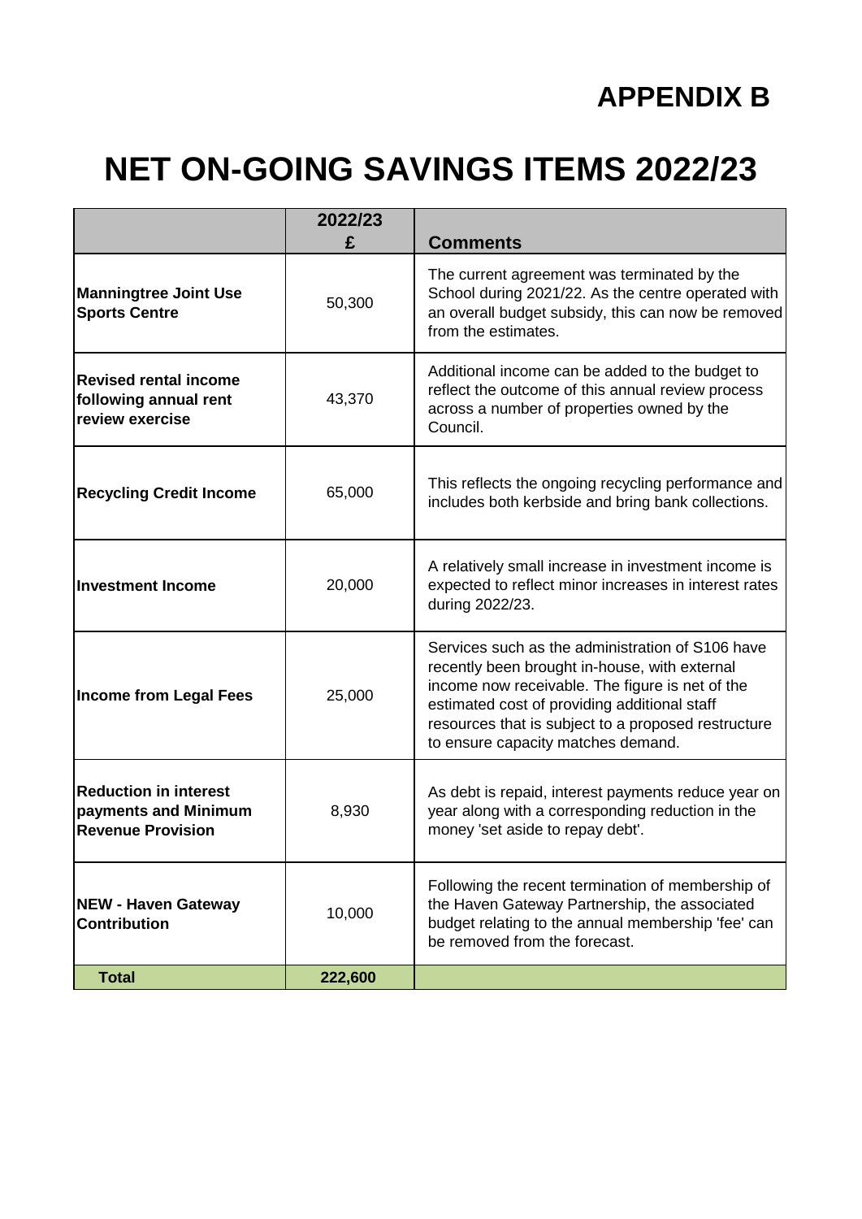# APPENDIX B

# NET ON-GOING SAVINGS ITEMS 2022/23

| | 2022/23 £ | Comments |
|---|---|---|
| **Manningtree Joint Use Sports Centre** | 50,300 | The current agreement was terminated by the School during 2021/22. As the centre operated with an overall budget subsidy, this can now be removed from the estimates. |
| **Revised rental income following annual rent review exercise** | 43,370 | Additional income can be added to the budget to reflect the outcome of this annual review process across a number of properties owned by the Council. |
| **Recycling Credit Income** | 65,000 | This reflects the ongoing recycling performance and includes both kerbside and bring bank collections. |
| **Investment Income** | 20,000 | A relatively small increase in investment income is expected to reflect minor increases in interest rates during 2022/23. |
| **Income from Legal Fees** | 25,000 | Services such as the administration of S106 have recently been brought in-house, with external income now receivable. The figure is net of the estimated cost of providing additional staff resources that is subject to a proposed restructure to ensure capacity matches demand. |
| **Reduction in interest payments and Minimum Revenue Provision** | 8,930 | As debt is repaid, interest payments reduce year on year along with a corresponding reduction in the money 'set aside to repay debt'. |
| **NEW - Haven Gateway Contribution** | 10,000 | Following the recent termination of membership of the Haven Gateway Partnership, the associated budget relating to the annual membership 'fee' can be removed from the forecast. |
| **Total** | **222,600** | |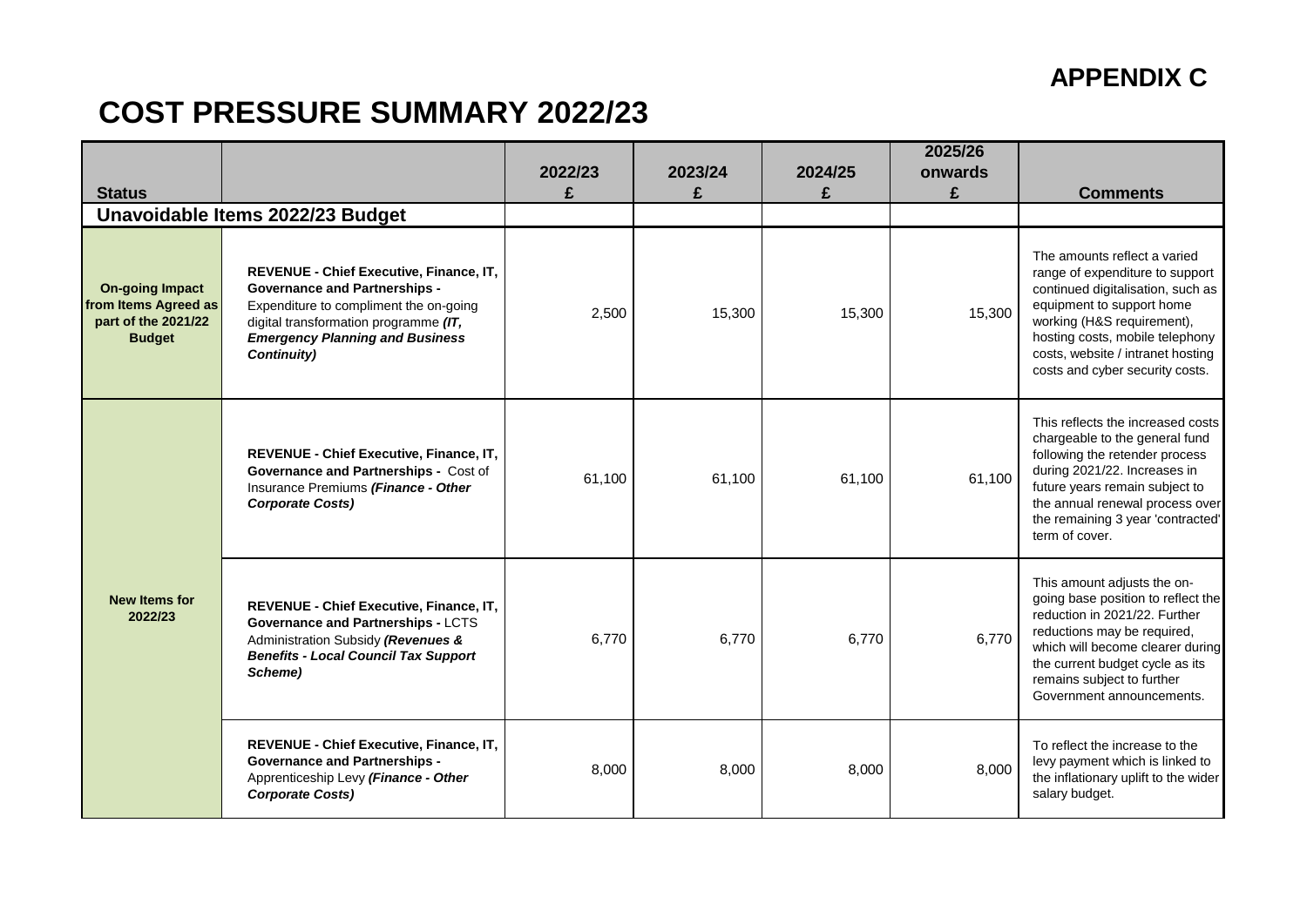**APPENDIX C**

# COST PRESSURE SUMMARY 2022/23

| Status | | 2022/23 £ | 2023/24 £ | 2024/25 £ | 2025/26 onwards £ | Comments |
|---|---|---|---|---|---|---|
| **Unavoidable Items 2022/23 Budget** | | | | | | |
| **On-going Impact from Items Agreed as part of the 2021/22 Budget** | **REVENUE - Chief Executive, Finance, IT, Governance and Partnerships -** Expenditure to compliment the on-going digital transformation programme ***(IT, Emergency Planning and Business Continuity)*** | 2,500 | 15,300 | 15,300 | 15,300 | The amounts reflect a varied range of expenditure to support continued digitalisation, such as equipment to support home working (H&S requirement), hosting costs, mobile telephony costs, website / intranet hosting costs and cyber security costs. |
| **New Items for 2022/23** | **REVENUE - Chief Executive, Finance, IT, Governance and Partnerships -** Cost of Insurance Premiums ***(Finance - Other Corporate Costs)*** | 61,100 | 61,100 | 61,100 | 61,100 | This reflects the increased costs chargeable to the general fund following the retender process during 2021/22. Increases in future years remain subject to the annual renewal process over the remaining 3 year 'contracted' term of cover. |
| | **REVENUE - Chief Executive, Finance, IT, Governance and Partnerships -** LCTS Administration Subsidy ***(Revenues & Benefits - Local Council Tax Support Scheme)*** | 6,770 | 6,770 | 6,770 | 6,770 | This amount adjusts the on-going base position to reflect the reduction in 2021/22. Further reductions may be required, which will become clearer during the current budget cycle as its remains subject to further Government announcements. |
| | **REVENUE - Chief Executive, Finance, IT, Governance and Partnerships -** Apprenticeship Levy ***(Finance - Other Corporate Costs)*** | 8,000 | 8,000 | 8,000 | 8,000 | To reflect the increase to the levy payment which is linked to the inflationary uplift to the wider salary budget. |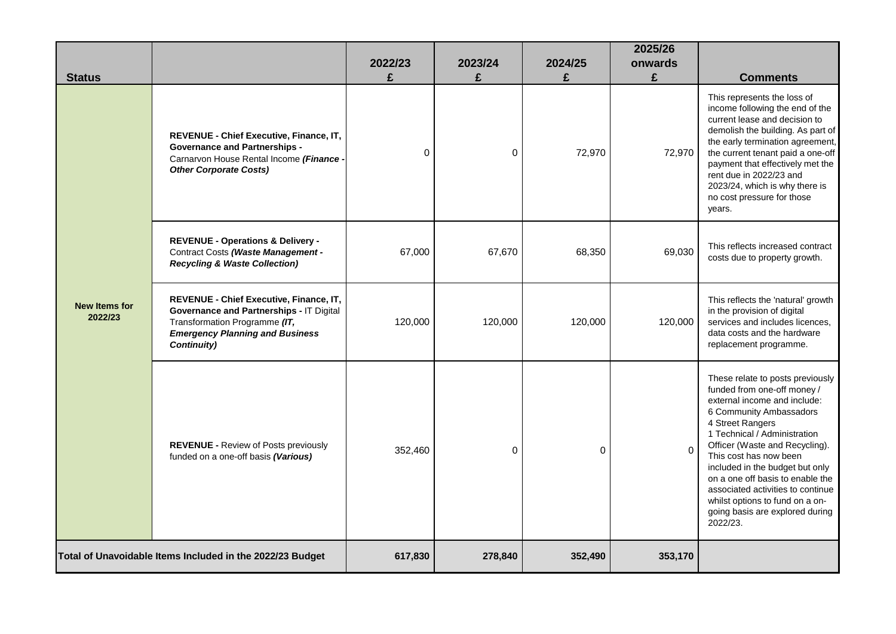| Status | | 2022/23 £ | 2023/24 £ | 2024/25 £ | 2025/26 onwards £ | Comments |
|---|---|---|---|---|---|---|
| **New Items for 2022/23** | **REVENUE - Chief Executive, Finance, IT, Governance and Partnerships -** Carnarvon House Rental Income ***(Finance - Other Corporate Costs)*** | 0 | 0 | 72,970 | 72,970 | This represents the loss of income following the end of the current lease and decision to demolish the building. As part of the early termination agreement, the current tenant paid a one-off payment that effectively met the rent due in 2022/23 and 2023/24, which is why there is no cost pressure for those years. |
| | **REVENUE - Operations & Delivery -** Contract Costs ***(Waste Management - Recycling & Waste Collection)*** | 67,000 | 67,670 | 68,350 | 69,030 | This reflects increased contract costs due to property growth. |
| | **REVENUE - Chief Executive, Finance, IT, Governance and Partnerships -** IT Digital Transformation Programme ***(IT, Emergency Planning and Business Continuity)*** | 120,000 | 120,000 | 120,000 | 120,000 | This reflects the 'natural' growth in the provision of digital services and includes licences, data costs and the hardware replacement programme. |
| | **REVENUE -** Review of Posts previously funded on a one-off basis ***(Various)*** | 352,460 | 0 | 0 | 0 | These relate to posts previously funded from one-off money / external income and include: 6 Community Ambassadors 4 Street Rangers 1 Technical / Administration Officer (Waste and Recycling). This cost has now been included in the budget but only on a one off basis to enable the associated activities to continue whilst options to fund on a on-going basis are explored during 2022/23. |
| **Total of Unavoidable Items Included in the 2022/23 Budget** | | **617,830** | **278,840** | **352,490** | **353,170** | |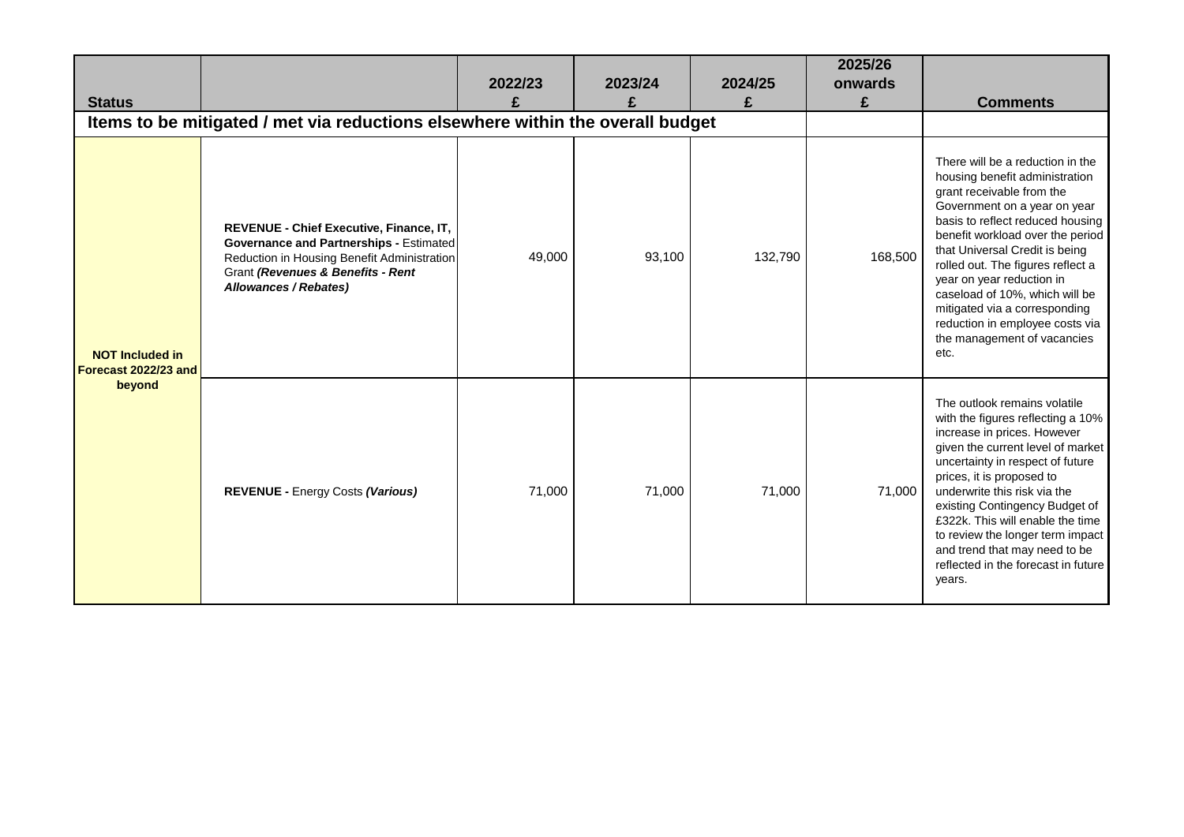| Status | | 2022/23 £ | 2023/24 £ | 2024/25 £ | 2025/26 onwards £ | Comments |
|---|---|---|---|---|---|---|
| **Items to be mitigated / met via reductions elsewhere within the overall budget** | | | | | | |
| **NOT Included in Forecast 2022/23 and beyond** | **REVENUE - Chief Executive, Finance, IT, Governance and Partnerships -** Estimated Reduction in Housing Benefit Administration Grant ***(Revenues & Benefits - Rent Allowances / Rebates)*** | 49,000 | 93,100 | 132,790 | 168,500 | There will be a reduction in the housing benefit administration grant receivable from the Government on a year on year basis to reflect reduced housing benefit workload over the period that Universal Credit is being rolled out. The figures reflect a year on year reduction in caseload of 10%, which will be mitigated via a corresponding reduction in employee costs via the management of vacancies etc. |
| | **REVENUE -** Energy Costs ***(Various)*** | 71,000 | 71,000 | 71,000 | 71,000 | The outlook remains volatile with the figures reflecting a 10% increase in prices. However given the current level of market uncertainty in respect of future prices, it is proposed to underwrite this risk via the existing Contingency Budget of £322k. This will enable the time to review the longer term impact and trend that may need to be reflected in the forecast in future years. |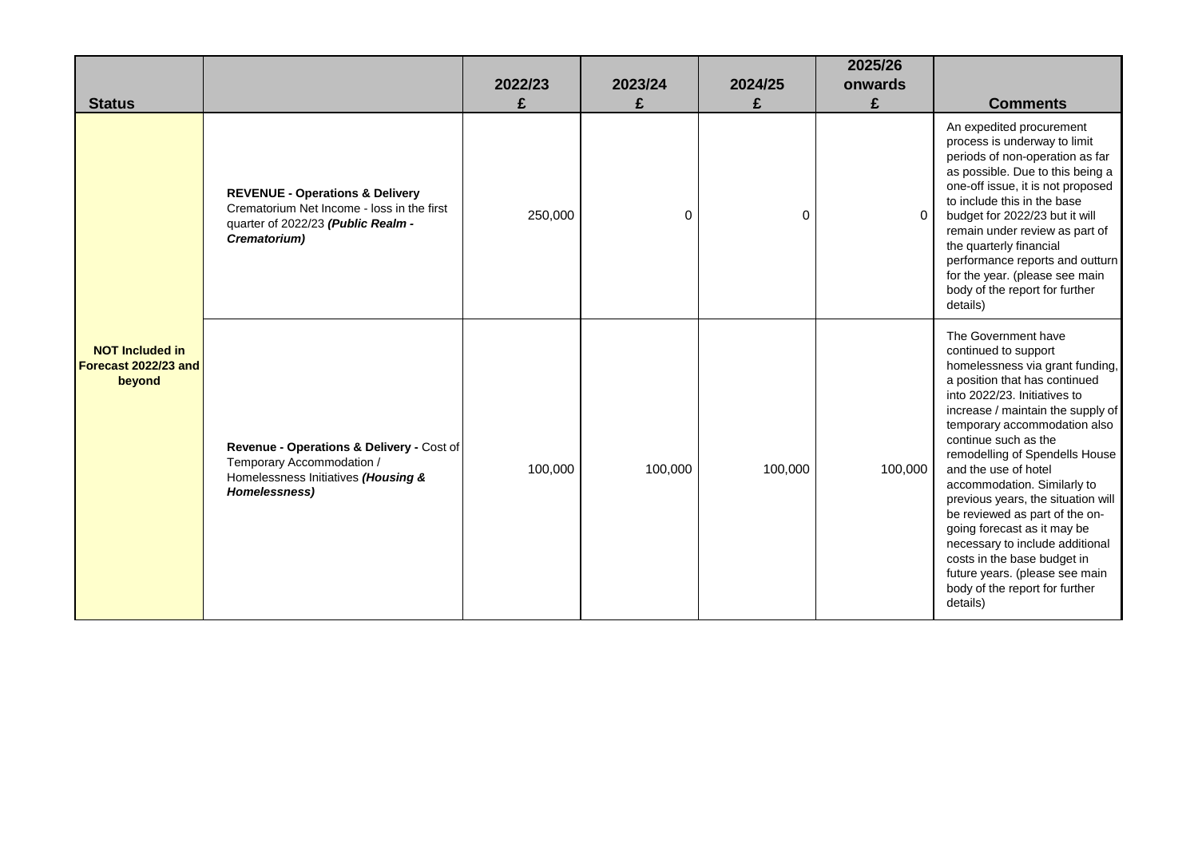| Status | | 2022/23<br>£ | 2023/24<br>£ | 2024/25<br>£ | 2025/26 onwards<br>£ | Comments |
|---|---|---|---|---|---|---|
| **NOT Included in Forecast 2022/23 and beyond** | **REVENUE - Operations & Delivery** Crematorium Net Income - loss in the first quarter of 2022/23 ***(Public Realm - Crematorium)*** | 250,000 | 0 | 0 | 0 | An expedited procurement process is underway to limit periods of non-operation as far as possible. Due to this being a one-off issue, it is not proposed to include this in the base budget for 2022/23 but it will remain under review as part of the quarterly financial performance reports and outturn for the year. (please see main body of the report for further details) |
| | **Revenue - Operations & Delivery -** Cost of Temporary Accommodation / Homelessness Initiatives ***(Housing & Homelessness)*** | 100,000 | 100,000 | 100,000 | 100,000 | The Government have continued to support homelessness via grant funding, a position that has continued into 2022/23. Initiatives to increase / maintain the supply of temporary accommodation also continue such as the remodelling of Spendells House and the use of hotel accommodation. Similarly to previous years, the situation will be reviewed as part of the on-going forecast as it may be necessary to include additional costs in the base budget in future years. (please see main body of the report for further details) |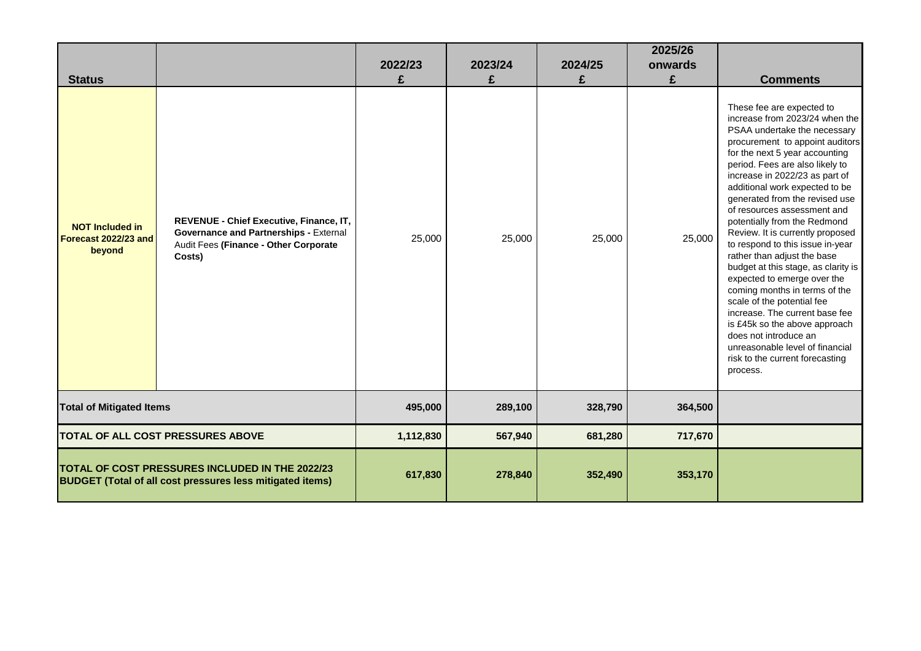| Status | | 2022/23 £ | 2023/24 £ | 2024/25 £ | 2025/26 onwards £ | Comments |
|---|---|---|---|---|---|---|
| **NOT Included in Forecast 2022/23 and beyond** | **REVENUE - Chief Executive, Finance, IT, Governance and Partnerships -** External Audit Fees **(Finance - Other Corporate Costs)** | 25,000 | 25,000 | 25,000 | 25,000 | These fee are expected to increase from 2023/24 when the PSAA undertake the necessary procurement to appoint auditors for the next 5 year accounting period. Fees are also likely to increase in 2022/23 as part of additional work expected to be generated from the revised use of resources assessment and potentially from the Redmond Review. It is currently proposed to respond to this issue in-year rather than adjust the base budget at this stage, as clarity is expected to emerge over the coming months in terms of the scale of the potential fee increase. The current base fee is £45k so the above approach does not introduce an unreasonable level of financial risk to the current forecasting process. |
| **Total of Mitigated Items** | | **495,000** | **289,100** | **328,790** | **364,500** | |
| **TOTAL OF ALL COST PRESSURES ABOVE** | | **1,112,830** | **567,940** | **681,280** | **717,670** | |
| **TOTAL OF COST PRESSURES INCLUDED IN THE 2022/23 BUDGET (Total of all cost pressures less mitigated items)** | | **617,830** | **278,840** | **352,490** | **353,170** | |